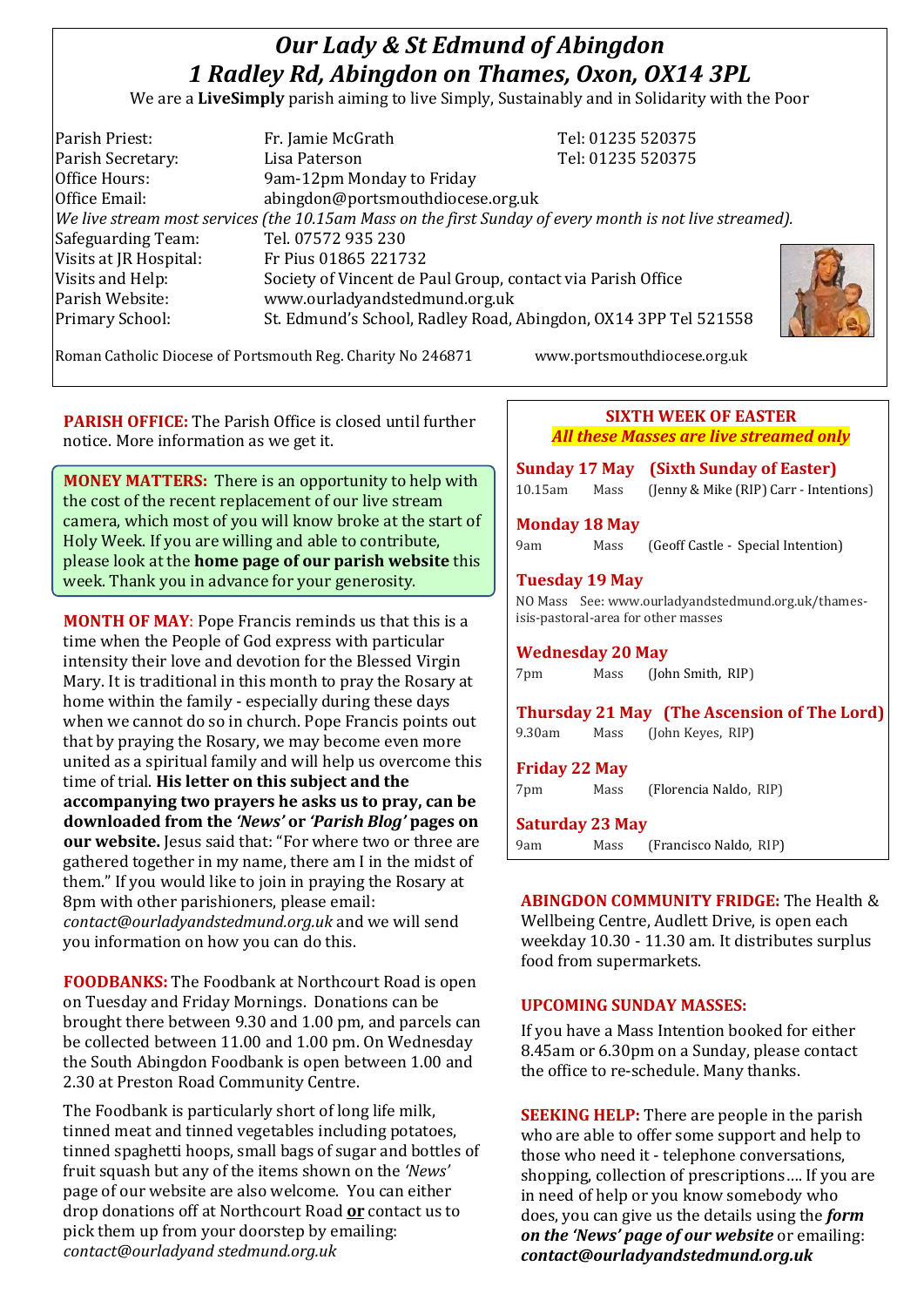# *Our Lady & St Edmund of Abingdon*
# *1 Radley Rd, Abingdon on Thames, Oxon, OX14 3PL*

We are a **LiveSimply** parish aiming to live Simply, Sustainably and in Solidarity with the Poor

| | | |
|---|---|---|
| Parish Priest: | Fr. Jamie McGrath | Tel: 01235 520375 |
| Parish Secretary: | Lisa Paterson | Tel: 01235 520375 |
| Office Hours: | 9am-12pm Monday to Friday | |
| Office Email: | abingdon@portsmouthdiocese.org.uk | |

*We live stream most services (the 10.15am Mass on the first Sunday of every month is not live streamed).*

| | |
|---|---|
| Safeguarding Team: | Tel. 07572 935 230 |
| Visits at JR Hospital: | Fr Pius 01865 221732 |
| Visits and Help: | Society of Vincent de Paul Group, contact via Parish Office |
| Parish Website: | www.ourladyandstedmund.org.uk |
| Primary School: | St. Edmund's School, Radley Road, Abingdon, OX14 3PP Tel 521558 |

Roman Catholic Diocese of Portsmouth Reg. Charity No 246871 www.portsmouthdiocese.org.uk

**PARISH OFFICE:** The Parish Office is closed until further notice. More information as we get it.

**MONEY MATTERS:** There is an opportunity to help with the cost of the recent replacement of our live stream camera, which most of you will know broke at the start of Holy Week. If you are willing and able to contribute, please look at the **home page of our parish website** this week. Thank you in advance for your generosity.

**MONTH OF MAY**: Pope Francis reminds us that this is a time when the People of God express with particular intensity their love and devotion for the Blessed Virgin Mary. It is traditional in this month to pray the Rosary at home within the family - especially during these days when we cannot do so in church. Pope Francis points out that by praying the Rosary, we may become even more united as a spiritual family and will help us overcome this time of trial. **His letter on this subject and the accompanying two prayers he asks us to pray, can be downloaded from the *'News'* or *'Parish Blog'* pages on our website.** Jesus said that: "For where two or three are gathered together in my name, there am I in the midst of them." If you would like to join in praying the Rosary at 8pm with other parishioners, please email: *contact@ourladyandstedmund.org.uk* and we will send you information on how you can do this.

**FOODBANKS:** The Foodbank at Northcourt Road is open on Tuesday and Friday Mornings. Donations can be brought there between 9.30 and 1.00 pm, and parcels can be collected between 11.00 and 1.00 pm. On Wednesday the South Abingdon Foodbank is open between 1.00 and 2.30 at Preston Road Community Centre.

The Foodbank is particularly short of long life milk, tinned meat and tinned vegetables including potatoes, tinned spaghetti hoops, small bags of sugar and bottles of fruit squash but any of the items shown on the *'News'* page of our website are also welcome. You can either drop donations off at Northcourt Road **or** contact us to pick them up from your doorstep by emailing: *contact@ourladyand stedmund.org.uk*

## SIXTH WEEK OF EASTER

***All these Masses are live streamed only***

**Sunday 17 May (Sixth Sunday of Easter)**
10.15am Mass (Jenny & Mike (RIP) Carr - Intentions)

**Monday 18 May**
9am Mass (Geoff Castle - Special Intention)

**Tuesday 19 May**
NO Mass See: www.ourladyandstedmund.org.uk/thames-isis-pastoral-area for other masses

**Wednesday 20 May**
7pm Mass (John Smith, RIP)

**Thursday 21 May (The Ascension of The Lord)**
9.30am Mass (John Keyes, RIP)

**Friday 22 May**
7pm Mass (Florencia Naldo, RIP)

**Saturday 23 May**
9am Mass (Francisco Naldo, RIP)

**ABINGDON COMMUNITY FRIDGE:** The Health & Wellbeing Centre, Audlett Drive, is open each weekday 10.30 - 11.30 am. It distributes surplus food from supermarkets.

**UPCOMING SUNDAY MASSES:**

If you have a Mass Intention booked for either 8.45am or 6.30pm on a Sunday, please contact the office to re-schedule. Many thanks.

**SEEKING HELP:** There are people in the parish who are able to offer some support and help to those who need it - telephone conversations, shopping, collection of prescriptions…. If you are in need of help or you know somebody who does, you can give us the details using the ***form on the 'News' page of our website*** or emailing: ***contact@ourladyandstedmund.org.uk***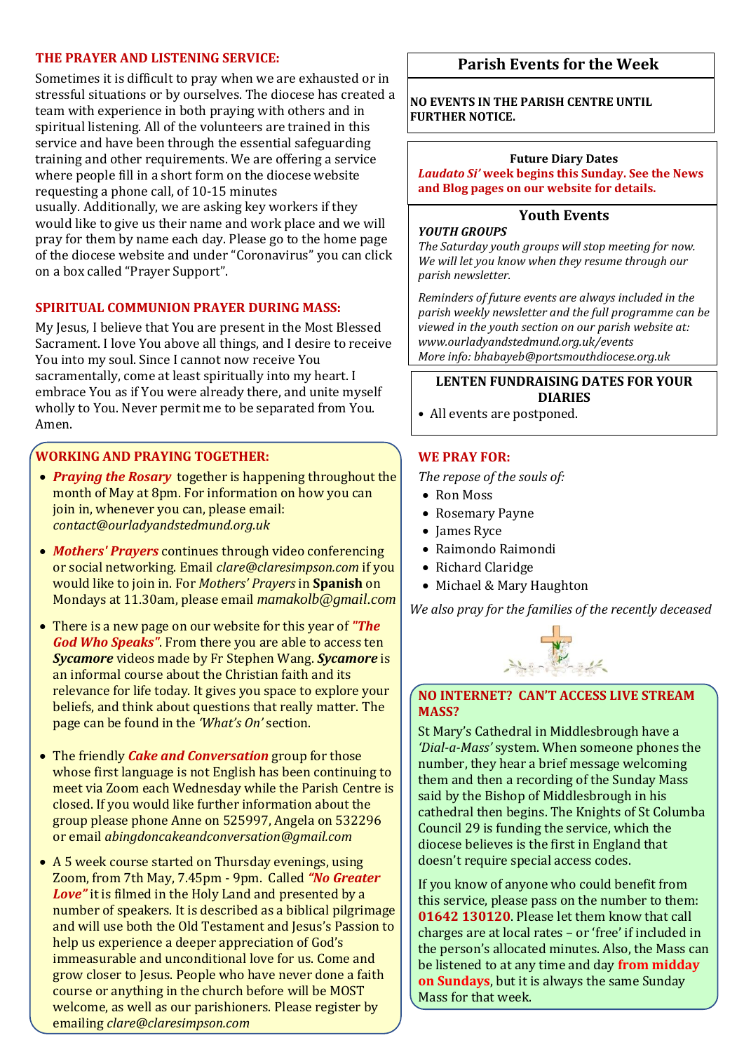## THE PRAYER AND LISTENING SERVICE:

Sometimes it is difficult to pray when we are exhausted or in stressful situations or by ourselves. The diocese has created a team with experience in both praying with others and in spiritual listening. All of the volunteers are trained in this service and have been through the essential safeguarding training and other requirements. We are offering a service where people fill in a short form on the diocese website requesting a phone call, of 10-15 minutes usually. Additionally, we are asking key workers if they would like to give us their name and work place and we will pray for them by name each day. Please go to the home page of the diocese website and under "Coronavirus" you can click on a box called "Prayer Support".

## SPIRITUAL COMMUNION PRAYER DURING MASS:

My Jesus, I believe that You are present in the Most Blessed Sacrament. I love You above all things, and I desire to receive You into my soul. Since I cannot now receive You sacramentally, come at least spiritually into my heart. I embrace You as if You were already there, and unite myself wholly to You. Never permit me to be separated from You. Amen.

## WORKING AND PRAYING TOGETHER:

- ***Praying the Rosary*** together is happening throughout the month of May at 8pm. For information on how you can join in, whenever you can, please email: *contact@ourladyandstedmund.org.uk*
- ***Mothers' Prayers*** continues through video conferencing or social networking. Email *clare@claresimpson.com* if you would like to join in. For *Mothers' Prayers* in **Spanish** on Mondays at 11.30am, please email *mamakolb@gmail.com*
- There is a new page on our website for this year of ***"The God Who Speaks"***. From there you are able to access ten ***Sycamore*** videos made by Fr Stephen Wang. ***Sycamore*** is an informal course about the Christian faith and its relevance for life today. It gives you space to explore your beliefs, and think about questions that really matter. The page can be found in the *'What's On'* section.
- The friendly ***Cake and Conversation*** group for those whose first language is not English has been continuing to meet via Zoom each Wednesday while the Parish Centre is closed. If you would like further information about the group please phone Anne on 525997, Angela on 532296 or email *abingdoncakeandconversation@gmail.com*
- A 5 week course started on Thursday evenings, using Zoom, from 7th May, 7.45pm - 9pm. Called ***"No Greater Love"*** it is filmed in the Holy Land and presented by a number of speakers. It is described as a biblical pilgrimage and will use both the Old Testament and Jesus's Passion to help us experience a deeper appreciation of God's immeasurable and unconditional love for us. Come and grow closer to Jesus. People who have never done a faith course or anything in the church before will be MOST welcome, as well as our parishioners. Please register by emailing *clare@claresimpson.com*

## Parish Events for the Week

**NO EVENTS IN THE PARISH CENTRE UNTIL FURTHER NOTICE.**

**Future Diary Dates**

***Laudato Si'* week begins this Sunday. See the News and Blog pages on our website for details.**

## Youth Events

***YOUTH GROUPS***

*The Saturday youth groups will stop meeting for now. We will let you know when they resume through our parish newsletter.*

*Reminders of future events are always included in the parish weekly newsletter and the full programme can be viewed in the youth section on our parish website at: www.ourladyandstedmund.org.uk/events*
*More info: bhabayeb@portsmouthdiocese.org.uk*

**LENTEN FUNDRAISING DATES FOR YOUR DIARIES**

- All events are postponed.

## WE PRAY FOR:

*The repose of the souls of:*

- Ron Moss
- Rosemary Payne
- James Ryce
- Raimondo Raimondi
- Richard Claridge
- Michael & Mary Haughton

*We also pray for the families of the recently deceased*

## NO INTERNET? CAN'T ACCESS LIVE STREAM MASS?

St Mary's Cathedral in Middlesbrough have a *'Dial-a-Mass'* system. When someone phones the number, they hear a brief message welcoming them and then a recording of the Sunday Mass said by the Bishop of Middlesbrough in his cathedral then begins. The Knights of St Columba Council 29 is funding the service, which the diocese believes is the first in England that doesn't require special access codes.

If you know of anyone who could benefit from this service, please pass on the number to them: **01642 130120**. Please let them know that call charges are at local rates – or 'free' if included in the person's allocated minutes. Also, the Mass can be listened to at any time and day **from midday on Sundays**, but it is always the same Sunday Mass for that week.